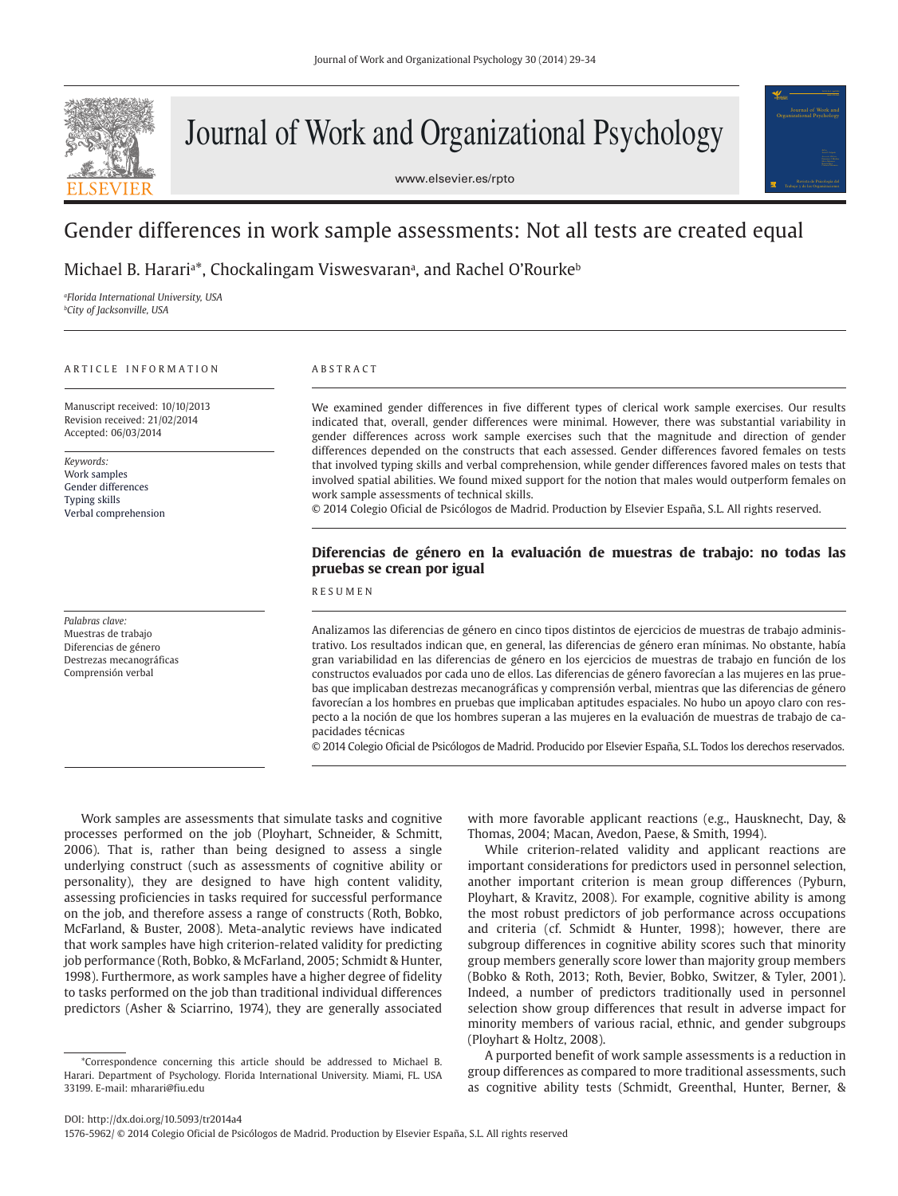# Gender differences in work sample assessments: Not all tests are created equal

Michael B. Harari[a]*, Chockalingam Viswesvaran[a], and Rachel O'Rourke[b]

[a]*Florida International University, USA*
[b]*City of Jacksonville, USA*

ARTICLE INFORMATION

Manuscript received: 10/10/2013
Revision received: 21/02/2014
Accepted: 06/03/2014

*Keywords:*
Work samples
Gender differences
Typing skills
Verbal comprehension

ABSTRACT

We examined gender differences in five different types of clerical work sample exercises. Our results indicated that, overall, gender differences were minimal. However, there was substantial variability in gender differences across work sample exercises such that the magnitude and direction of gender differences depended on the constructs that each assessed. Gender differences favored females on tests that involved typing skills and verbal comprehension, while gender differences favored males on tests that involved spatial abilities. We found mixed support for the notion that males would outperform females on work sample assessments of technical skills.

© 2014 Colegio Oficial de Psicólogos de Madrid. Production by Elsevier España, S.L. All rights reserved.

## Diferencias de género en la evaluación de muestras de trabajo: no todas las pruebas se crean por igual

*Palabras clave:*
Muestras de trabajo
Diferencias de género
Destrezas mecanográficas
Comprensión verbal

RESUMEN

Analizamos las diferencias de género en cinco tipos distintos de ejercicios de muestras de trabajo administrativo. Los resultados indican que, en general, las diferencias de género eran mínimas. No obstante, había gran variabilidad en las diferencias de género en los ejercicios de muestras de trabajo en función de los constructos evaluados por cada uno de ellos. Las diferencias de género favorecían a las mujeres en las pruebas que implicaban destrezas mecanográficas y comprensión verbal, mientras que las diferencias de género favorecían a los hombres en pruebas que implicaban aptitudes espaciales. No hubo un apoyo claro con respecto a la noción de que los hombres superan a las mujeres en la evaluación de muestras de trabajo de capacidades técnicas

© 2014 Colegio Oficial de Psicólogos de Madrid. Producido por Elsevier España, S.L. Todos los derechos reservados.

Work samples are assessments that simulate tasks and cognitive processes performed on the job (Ployhart, Schneider, & Schmitt, 2006). That is, rather than being designed to assess a single underlying construct (such as assessments of cognitive ability or personality), they are designed to have high content validity, assessing proficiencies in tasks required for successful performance on the job, and therefore assess a range of constructs (Roth, Bobko, McFarland, & Buster, 2008). Meta-analytic reviews have indicated that work samples have high criterion-related validity for predicting job performance (Roth, Bobko, & McFarland, 2005; Schmidt & Hunter, 1998). Furthermore, as work samples have a higher degree of fidelity to tasks performed on the job than traditional individual differences predictors (Asher & Sciarrino, 1974), they are generally associated with more favorable applicant reactions (e.g., Hausknecht, Day, & Thomas, 2004; Macan, Avedon, Paese, & Smith, 1994).

While criterion-related validity and applicant reactions are important considerations for predictors used in personnel selection, another important criterion is mean group differences (Pyburn, Ployhart, & Kravitz, 2008). For example, cognitive ability is among the most robust predictors of job performance across occupations and criteria (cf. Schmidt & Hunter, 1998); however, there are subgroup differences in cognitive ability scores such that minority group members generally score lower than majority group members (Bobko & Roth, 2013; Roth, Bevier, Bobko, Switzer, & Tyler, 2001). Indeed, a number of predictors traditionally used in personnel selection show group differences that result in adverse impact for minority members of various racial, ethnic, and gender subgroups (Ployhart & Holtz, 2008).

A purported benefit of work sample assessments is a reduction in group differences as compared to more traditional assessments, such as cognitive ability tests (Schmidt, Greenthal, Hunter, Berner, &

*Correspondence concerning this article should be addressed to Michael B. Harari. Department of Psychology. Florida International University. Miami, FL. USA 33199. E-mail: mharari@fiu.edu

DOI: http://dx.doi.org/10.5093/tr2014a4
1576-5962/ © 2014 Colegio Oficial de Psicólogos de Madrid. Production by Elsevier España, S.L. All rights reserved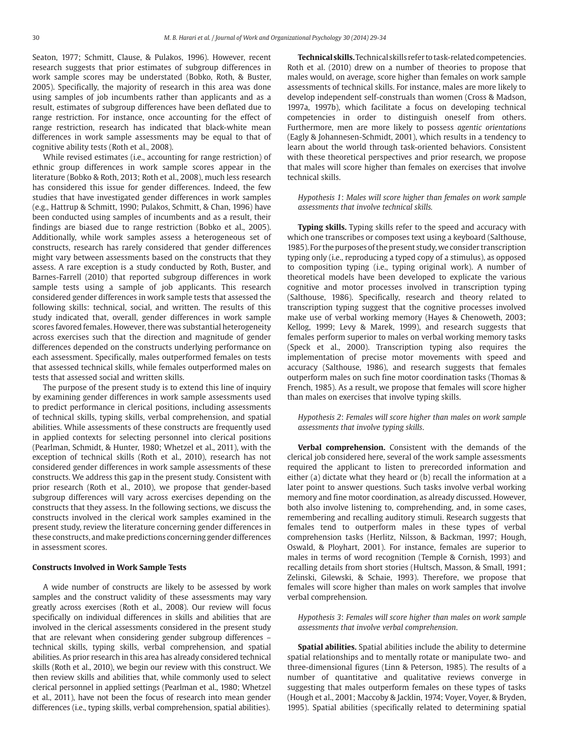Seaton, 1977; Schmitt, Clause, & Pulakos, 1996). However, recent research suggests that prior estimates of subgroup differences in work sample scores may be understated (Bobko, Roth, & Buster, 2005). Specifically, the majority of research in this area was done using samples of job incumbents rather than applicants and as a result, estimates of subgroup differences have been deflated due to range restriction. For instance, once accounting for the effect of range restriction, research has indicated that black-white mean differences in work sample assessments may be equal to that of cognitive ability tests (Roth et al., 2008).

While revised estimates (i.e., accounting for range restriction) of ethnic group differences in work sample scores appear in the literature (Bobko & Roth, 2013; Roth et al., 2008), much less research has considered this issue for gender differences. Indeed, the few studies that have investigated gender differences in work samples (e.g., Hattrup & Schmitt, 1990; Pulakos, Schmitt, & Chan, 1996) have been conducted using samples of incumbents and as a result, their findings are biased due to range restriction (Bobko et al., 2005). Additionally, while work samples assess a heterogeneous set of constructs, research has rarely considered that gender differences might vary between assessments based on the constructs that they assess. A rare exception is a study conducted by Roth, Buster, and Barnes-Farrell (2010) that reported subgroup differences in work sample tests using a sample of job applicants. This research considered gender differences in work sample tests that assessed the following skills: technical, social, and written. The results of this study indicated that, overall, gender differences in work sample scores favored females. However, there was substantial heterogeneity across exercises such that the direction and magnitude of gender differences depended on the constructs underlying performance on each assessment. Specifically, males outperformed females on tests that assessed technical skills, while females outperformed males on tests that assessed social and written skills.

The purpose of the present study is to extend this line of inquiry by examining gender differences in work sample assessments used to predict performance in clerical positions, including assessments of technical skills, typing skills, verbal comprehension, and spatial abilities. While assessments of these constructs are frequently used in applied contexts for selecting personnel into clerical positions (Pearlman, Schmidt, & Hunter, 1980; Whetzel et al., 2011), with the exception of technical skills (Roth et al., 2010), research has not considered gender differences in work sample assessments of these constructs. We address this gap in the present study. Consistent with prior research (Roth et al., 2010), we propose that gender-based subgroup differences will vary across exercises depending on the constructs that they assess. In the following sections, we discuss the constructs involved in the clerical work samples examined in the present study, review the literature concerning gender differences in these constructs, and make predictions concerning gender differences in assessment scores.

### Constructs Involved in Work Sample Tests

A wide number of constructs are likely to be assessed by work samples and the construct validity of these assessments may vary greatly across exercises (Roth et al., 2008). Our review will focus specifically on individual differences in skills and abilities that are involved in the clerical assessments considered in the present study that are relevant when considering gender subgroup differences – technical skills, typing skills, verbal comprehension, and spatial abilities. As prior research in this area has already considered technical skills (Roth et al., 2010), we begin our review with this construct. We then review skills and abilities that, while commonly used to select clerical personnel in applied settings (Pearlman et al., 1980; Whetzel et al., 2011), have not been the focus of research into mean gender differences (i.e., typing skills, verbal comprehension, spatial abilities).

**Technical skills.** Technical skills refer to task-related competencies. Roth et al. (2010) drew on a number of theories to propose that males would, on average, score higher than females on work sample assessments of technical skills. For instance, males are more likely to develop independent self-construals than women (Cross & Madson, 1997a, 1997b), which facilitate a focus on developing technical competencies in order to distinguish oneself from others. Furthermore, men are more likely to possess *agentic orientations* (Eagly & Johannesen-Schmidt, 2001), which results in a tendency to learn about the world through task-oriented behaviors. Consistent with these theoretical perspectives and prior research, we propose that males will score higher than females on exercises that involve technical skills.

*Hypothesis 1*: *Males will score higher than females on work sample assessments that involve technical skills.*

**Typing skills.** Typing skills refer to the speed and accuracy with which one transcribes or composes text using a keyboard (Salthouse, 1985). For the purposes of the present study, we consider transcription typing only (i.e., reproducing a typed copy of a stimulus), as opposed to composition typing (i.e., typing original work). A number of theoretical models have been developed to explicate the various cognitive and motor processes involved in transcription typing (Salthouse, 1986). Specifically, research and theory related to transcription typing suggest that the cognitive processes involved make use of verbal working memory (Hayes & Chenoweth, 2003; Kellog, 1999; Levy & Marek, 1999), and research suggests that females perform superior to males on verbal working memory tasks (Speck et al., 2000). Transcription typing also requires the implementation of precise motor movements with speed and accuracy (Salthouse, 1986), and research suggests that females outperform males on such fine motor coordination tasks (Thomas & French, 1985). As a result, we propose that females will score higher than males on exercises that involve typing skills.

*Hypothesis 2*: *Females will score higher than males on work sample assessments that involve typing skills.*

**Verbal comprehension.** Consistent with the demands of the clerical job considered here, several of the work sample assessments required the applicant to listen to prerecorded information and either (a) dictate what they heard or (b) recall the information at a later point to answer questions. Such tasks involve verbal working memory and fine motor coordination, as already discussed. However, both also involve listening to, comprehending, and, in some cases, remembering and recalling auditory stimuli. Research suggests that females tend to outperform males in these types of verbal comprehension tasks (Herlitz, Nilsson, & Backman, 1997; Hough, Oswald, & Ployhart, 2001). For instance, females are superior to males in terms of word recognition (Temple & Cornish, 1993) and recalling details from short stories (Hultsch, Masson, & Small, 1991; Zelinski, Gilewski, & Schaie, 1993). Therefore, we propose that females will score higher than males on work samples that involve verbal comprehension.

*Hypothesis 3*: *Females will score higher than males on work sample assessments that involve verbal comprehension.*

**Spatial abilities.** Spatial abilities include the ability to determine spatial relationships and to mentally rotate or manipulate two- and three-dimensional figures (Linn & Peterson, 1985). The results of a number of quantitative and qualitative reviews converge in suggesting that males outperform females on these types of tasks (Hough et al., 2001; Maccoby & Jacklin, 1974; Voyer, Voyer, & Bryden, 1995). Spatial abilities (specifically related to determining spatial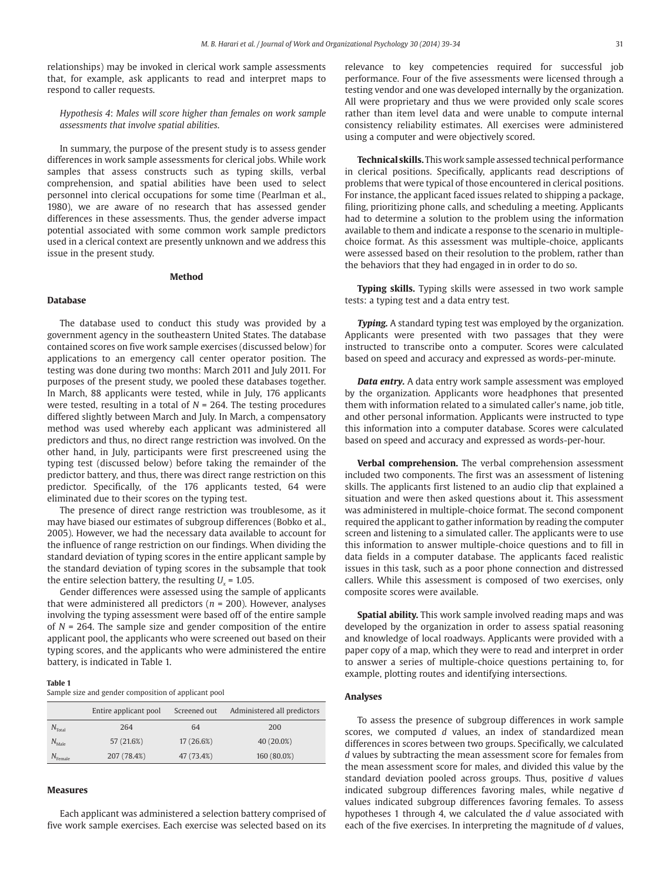relationships) may be invoked in clerical work sample assessments that, for example, ask applicants to read and interpret maps to respond to caller requests.

*Hypothesis 4*: *Males will score higher than females on work sample assessments that involve spatial abilities.*

In summary, the purpose of the present study is to assess gender differences in work sample assessments for clerical jobs. While work samples that assess constructs such as typing skills, verbal comprehension, and spatial abilities have been used to select personnel into clerical occupations for some time (Pearlman et al., 1980), we are aware of no research that has assessed gender differences in these assessments. Thus, the gender adverse impact potential associated with some common work sample predictors used in a clerical context are presently unknown and we address this issue in the present study.

## Method

### Database

The database used to conduct this study was provided by a government agency in the southeastern United States. The database contained scores on five work sample exercises (discussed below) for applications to an emergency call center operator position. The testing was done during two months: March 2011 and July 2011. For purposes of the present study, we pooled these databases together. In March, 88 applicants were tested, while in July, 176 applicants were tested, resulting in a total of $N$ = 264. The testing procedures differed slightly between March and July. In March, a compensatory method was used whereby each applicant was administered all predictors and thus, no direct range restriction was involved. On the other hand, in July, participants were first prescreened using the typing test (discussed below) before taking the remainder of the predictor battery, and thus, there was direct range restriction on this predictor. Specifically, of the 176 applicants tested, 64 were eliminated due to their scores on the typing test.

The presence of direct range restriction was troublesome, as it may have biased our estimates of subgroup differences (Bobko et al., 2005). However, we had the necessary data available to account for the influence of range restriction on our findings. When dividing the standard deviation of typing scores in the entire applicant sample by the standard deviation of typing scores in the subsample that took the entire selection battery, the resulting $U_x$ = 1.05.

Gender differences were assessed using the sample of applicants that were administered all predictors ($n$ = 200). However, analyses involving the typing assessment were based off of the entire sample of $N$ = 264. The sample size and gender composition of the entire applicant pool, the applicants who were screened out based on their typing scores, and the applicants who were administered the entire battery, is indicated in Table 1.

**Table 1**
Sample size and gender composition of applicant pool

| | Entire applicant pool | Screened out | Administered all predictors |
|---|---|---|---|
| $N_{Total}$ | 264 | 64 | 200 |
| $N_{Male}$ | 57 (21.6%) | 17 (26.6%) | 40 (20.0%) |
| $N_{Female}$ | 207 (78.4%) | 47 (73.4%) | 160 (80.0%) |

### Measures

Each applicant was administered a selection battery comprised of five work sample exercises. Each exercise was selected based on its relevance to key competencies required for successful job performance. Four of the five assessments were licensed through a testing vendor and one was developed internally by the organization. All were proprietary and thus we were provided only scale scores rather than item level data and were unable to compute internal consistency reliability estimates. All exercises were administered using a computer and were objectively scored.

**Technical skills.** This work sample assessed technical performance in clerical positions. Specifically, applicants read descriptions of problems that were typical of those encountered in clerical positions. For instance, the applicant faced issues related to shipping a package, filing, prioritizing phone calls, and scheduling a meeting. Applicants had to determine a solution to the problem using the information available to them and indicate a response to the scenario in multiple-choice format. As this assessment was multiple-choice, applicants were assessed based on their resolution to the problem, rather than the behaviors that they had engaged in in order to do so.

**Typing skills.** Typing skills were assessed in two work sample tests: a typing test and a data entry test.

***Typing.*** A standard typing test was employed by the organization. Applicants were presented with two passages that they were instructed to transcribe onto a computer. Scores were calculated based on speed and accuracy and expressed as words-per-minute.

***Data entry.*** A data entry work sample assessment was employed by the organization. Applicants wore headphones that presented them with information related to a simulated caller's name, job title, and other personal information. Applicants were instructed to type this information into a computer database. Scores were calculated based on speed and accuracy and expressed as words-per-hour.

**Verbal comprehension.** The verbal comprehension assessment included two components. The first was an assessment of listening skills. The applicants first listened to an audio clip that explained a situation and were then asked questions about it. This assessment was administered in multiple-choice format. The second component required the applicant to gather information by reading the computer screen and listening to a simulated caller. The applicants were to use this information to answer multiple-choice questions and to fill in data fields in a computer database. The applicants faced realistic issues in this task, such as a poor phone connection and distressed callers. While this assessment is composed of two exercises, only composite scores were available.

**Spatial ability.** This work sample involved reading maps and was developed by the organization in order to assess spatial reasoning and knowledge of local roadways. Applicants were provided with a paper copy of a map, which they were to read and interpret in order to answer a series of multiple-choice questions pertaining to, for example, plotting routes and identifying intersections.

### Analyses

To assess the presence of subgroup differences in work sample scores, we computed $d$ values, an index of standardized mean differences in scores between two groups. Specifically, we calculated $d$ values by subtracting the mean assessment score for females from the mean assessment score for males, and divided this value by the standard deviation pooled across groups. Thus, positive $d$ values indicated subgroup differences favoring males, while negative $d$ values indicated subgroup differences favoring females. To assess hypotheses 1 through 4, we calculated the $d$ value associated with each of the five exercises. In interpreting the magnitude of $d$ values,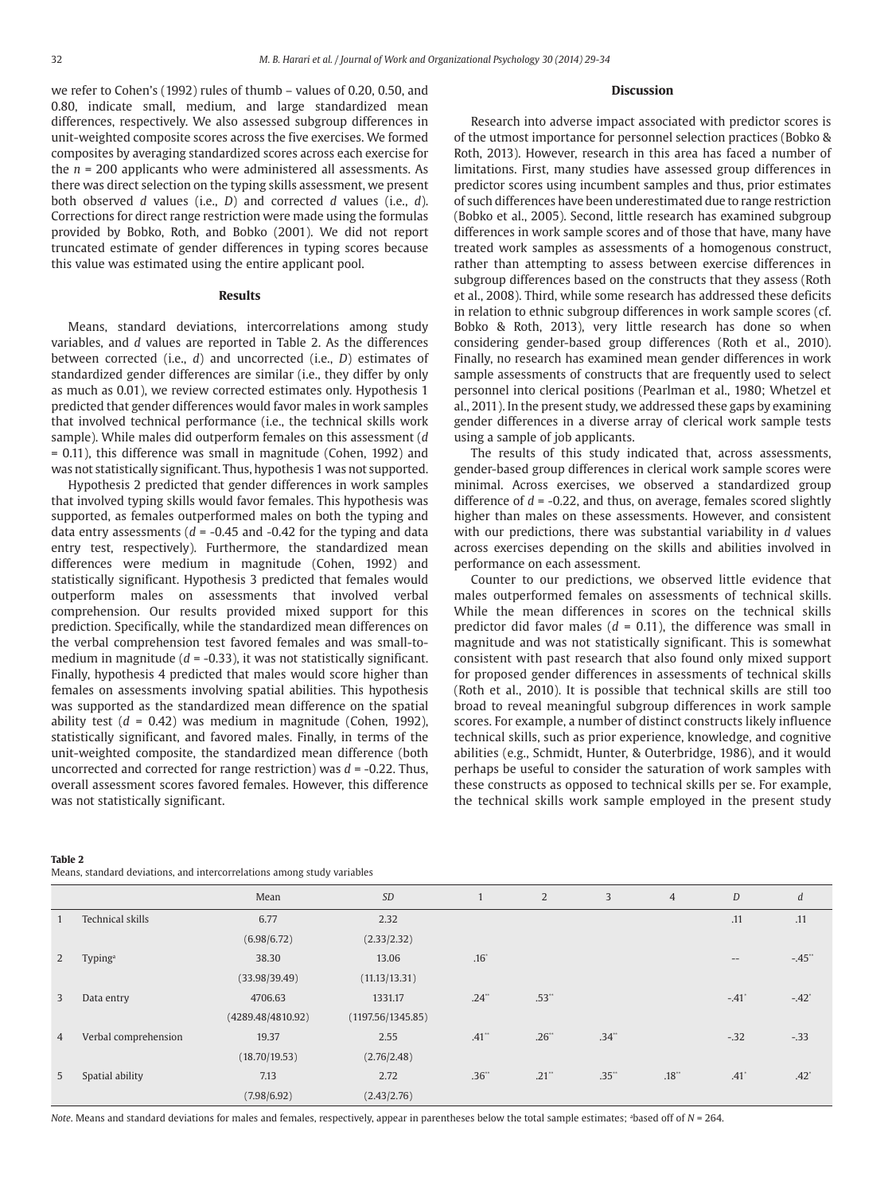we refer to Cohen's (1992) rules of thumb – values of 0.20, 0.50, and 0.80, indicate small, medium, and large standardized mean differences, respectively. We also assessed subgroup differences in unit-weighted composite scores across the five exercises. We formed composites by averaging standardized scores across each exercise for the $n$ = 200 applicants who were administered all assessments. As there was direct selection on the typing skills assessment, we present both observed $d$ values (i.e., $D$) and corrected $d$ values (i.e., $d$). Corrections for direct range restriction were made using the formulas provided by Bobko, Roth, and Bobko (2001). We did not report truncated estimate of gender differences in typing scores because this value was estimated using the entire applicant pool.

## Results

Means, standard deviations, intercorrelations among study variables, and $d$ values are reported in Table 2. As the differences between corrected (i.e., $d$) and uncorrected (i.e., $D$) estimates of standardized gender differences are similar (i.e., they differ by only as much as 0.01), we review corrected estimates only. Hypothesis 1 predicted that gender differences would favor males in work samples that involved technical performance (i.e., the technical skills work sample). While males did outperform females on this assessment ($d$ = 0.11), this difference was small in magnitude (Cohen, 1992) and was not statistically significant. Thus, hypothesis 1 was not supported.

Hypothesis 2 predicted that gender differences in work samples that involved typing skills would favor females. This hypothesis was supported, as females outperformed males on both the typing and data entry assessments ($d$ = -0.45 and -0.42 for the typing and data entry test, respectively). Furthermore, the standardized mean differences were medium in magnitude (Cohen, 1992) and statistically significant. Hypothesis 3 predicted that females would outperform males on assessments that involved verbal comprehension. Our results provided mixed support for this prediction. Specifically, while the standardized mean differences on the verbal comprehension test favored females and was small-to-medium in magnitude ($d$ = -0.33), it was not statistically significant. Finally, hypothesis 4 predicted that males would score higher than females on assessments involving spatial abilities. This hypothesis was supported as the standardized mean difference on the spatial ability test ($d$ = 0.42) was medium in magnitude (Cohen, 1992), statistically significant, and favored males. Finally, in terms of the unit-weighted composite, the standardized mean difference (both uncorrected and corrected for range restriction) was $d$ = -0.22. Thus, overall assessment scores favored females. However, this difference was not statistically significant.

## Discussion

Research into adverse impact associated with predictor scores is of the utmost importance for personnel selection practices (Bobko & Roth, 2013). However, research in this area has faced a number of limitations. First, many studies have assessed group differences in predictor scores using incumbent samples and thus, prior estimates of such differences have been underestimated due to range restriction (Bobko et al., 2005). Second, little research has examined subgroup differences in work sample scores and of those that have, many have treated work samples as assessments of a homogenous construct, rather than attempting to assess between exercise differences in subgroup differences based on the constructs that they assess (Roth et al., 2008). Third, while some research has addressed these deficits in relation to ethnic subgroup differences in work sample scores (cf. Bobko & Roth, 2013), very little research has done so when considering gender-based group differences (Roth et al., 2010). Finally, no research has examined mean gender differences in work sample assessments of constructs that are frequently used to select personnel into clerical positions (Pearlman et al., 1980; Whetzel et al., 2011). In the present study, we addressed these gaps by examining gender differences in a diverse array of clerical work sample tests using a sample of job applicants.

The results of this study indicated that, across assessments, gender-based group differences in clerical work sample scores were minimal. Across exercises, we observed a standardized group difference of $d$ = -0.22, and thus, on average, females scored slightly higher than males on these assessments. However, and consistent with our predictions, there was substantial variability in $d$ values across exercises depending on the skills and abilities involved in performance on each assessment.

Counter to our predictions, we observed little evidence that males outperformed females on assessments of technical skills. While the mean differences in scores on the technical skills predictor did favor males ($d$ = 0.11), the difference was small in magnitude and was not statistically significant. This is somewhat consistent with past research that also found only mixed support for proposed gender differences in assessments of technical skills (Roth et al., 2010). It is possible that technical skills are still too broad to reveal meaningful subgroup differences in work sample scores. For example, a number of distinct constructs likely influence technical skills, such as prior experience, knowledge, and cognitive abilities (e.g., Schmidt, Hunter, & Outerbridge, 1986), and it would perhaps be useful to consider the saturation of work samples with these constructs as opposed to technical skills per se. For example, the technical skills work sample employed in the present study

**Table 2**
Means, standard deviations, and intercorrelations among study variables

| | | Mean | *SD* | 1 | 2 | 3 | 4 | *D* | *d* |
|---|---|---|---|---|---|---|---|---|---|
| 1 | Technical skills | 6.77 | 2.32 | | | | | .11 | .11 |
| | | (6.98/6.72) | (2.33/2.32) | | | | | | |
| 2 | Typing[a] | 38.30 | 13.06 | .16* | | | | -- | -.45** |
| | | (33.98/39.49) | (11.13/13.31) | | | | | | |
| 3 | Data entry | 4706.63 | 1331.17 | .24** | .53** | | | -.41* | -.42* |
| | | (4289.48/4810.92) | (1197.56/1345.85) | | | | | | |
| 4 | Verbal comprehension | 19.37 | 2.55 | .41** | .26** | .34** | | -.32 | -.33 |
| | | (18.70/19.53) | (2.76/2.48) | | | | | | |
| 5 | Spatial ability | 7.13 | 2.72 | .36** | .21** | .35** | .18** | .41* | .42* |
| | | (7.98/6.92) | (2.43/2.76) | | | | | | |

*Note*. Means and standard deviations for males and females, respectively, appear in parentheses below the total sample estimates; [a]based off of $N$ = 264.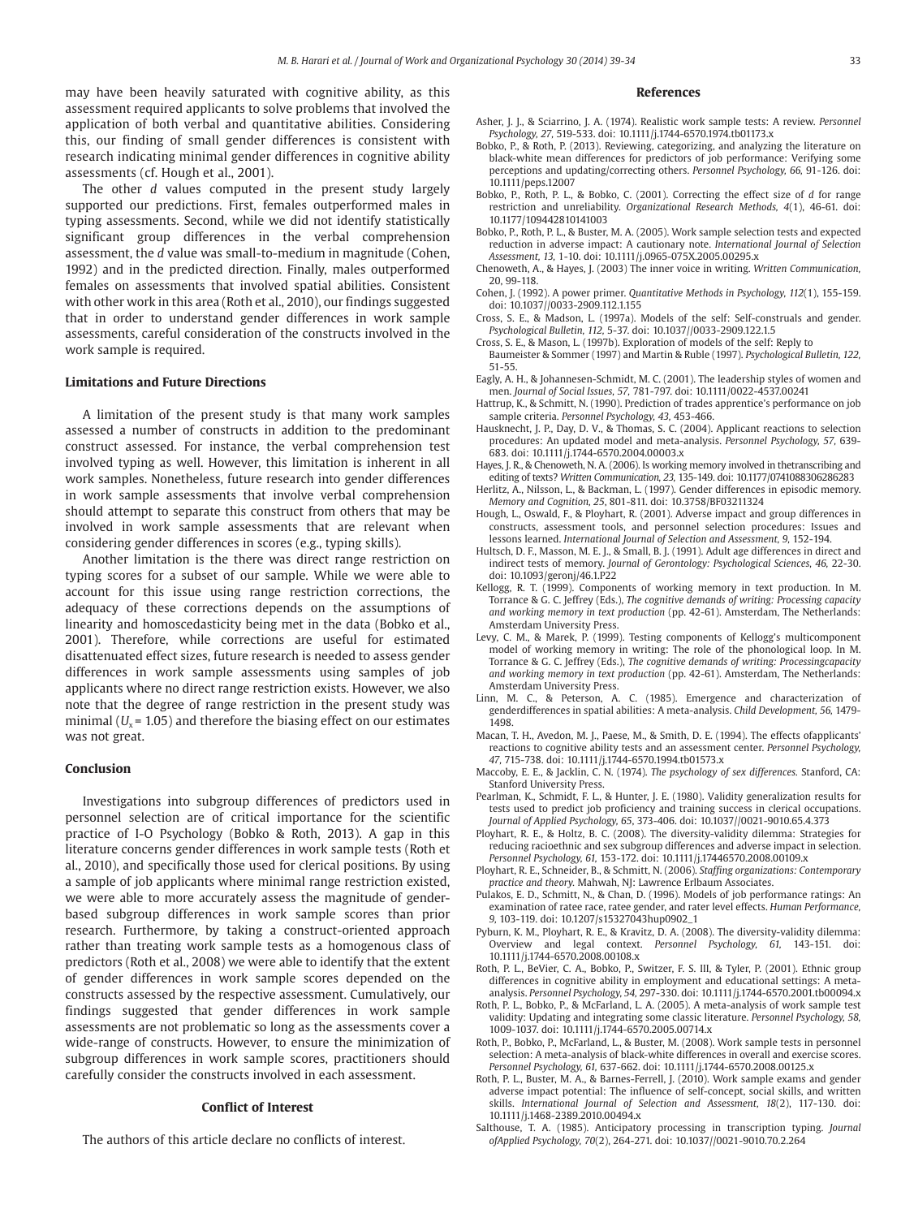may have been heavily saturated with cognitive ability, as this assessment required applicants to solve problems that involved the application of both verbal and quantitative abilities. Considering this, our finding of small gender differences is consistent with research indicating minimal gender differences in cognitive ability assessments (cf. Hough et al., 2001).

The other *d* values computed in the present study largely supported our predictions. First, females outperformed males in typing assessments. Second, while we did not identify statistically significant group differences in the verbal comprehension assessment, the *d* value was small-to-medium in magnitude (Cohen, 1992) and in the predicted direction. Finally, males outperformed females on assessments that involved spatial abilities. Consistent with other work in this area (Roth et al., 2010), our findings suggested that in order to understand gender differences in work sample assessments, careful consideration of the constructs involved in the work sample is required.

### Limitations and Future Directions

A limitation of the present study is that many work samples assessed a number of constructs in addition to the predominant construct assessed. For instance, the verbal comprehension test involved typing as well. However, this limitation is inherent in all work samples. Nonetheless, future research into gender differences in work sample assessments that involve verbal comprehension should attempt to separate this construct from others that may be involved in work sample assessments that are relevant when considering gender differences in scores (e.g., typing skills).

Another limitation is the there was direct range restriction on typing scores for a subset of our sample. While we were able to account for this issue using range restriction corrections, the adequacy of these corrections depends on the assumptions of linearity and homoscedasticity being met in the data (Bobko et al., 2001). Therefore, while corrections are useful for estimated disattenuated effect sizes, future research is needed to assess gender differences in work sample assessments using samples of job applicants where no direct range restriction exists. However, we also note that the degree of range restriction in the present study was minimal ($U_x$ = 1.05) and therefore the biasing effect on our estimates was not great.

### Conclusion

Investigations into subgroup differences of predictors used in personnel selection are of critical importance for the scientific practice of I-O Psychology (Bobko & Roth, 2013). A gap in this literature concerns gender differences in work sample tests (Roth et al., 2010), and specifically those used for clerical positions. By using a sample of job applicants where minimal range restriction existed, we were able to more accurately assess the magnitude of gender-based subgroup differences in work sample scores than prior research. Furthermore, by taking a construct-oriented approach rather than treating work sample tests as a homogenous class of predictors (Roth et al., 2008) we were able to identify that the extent of gender differences in work sample scores depended on the constructs assessed by the respective assessment. Cumulatively, our findings suggested that gender differences in work sample assessments are not problematic so long as the assessments cover a wide-range of constructs. However, to ensure the minimization of subgroup differences in work sample scores, practitioners should carefully consider the constructs involved in each assessment.

### Conflict of Interest

The authors of this article declare no conflicts of interest.

## References

Asher, J. J., & Sciarrino, J. A. (1974). Realistic work sample tests: A review. *Personnel Psychology, 27*, 519-533. doi: 10.1111/j.1744-6570.1974.tb01173.x

Bobko, P., & Roth, P. (2013). Reviewing, categorizing, and analyzing the literature on black-white mean differences for predictors of job performance: Verifying some perceptions and updating/correcting others. *Personnel Psychology, 66*, 91-126. doi: 10.1111/peps.12007

Bobko, P., Roth, P. L., & Bobko, C. (2001). Correcting the effect size of *d* for range restriction and unreliability. *Organizational Research Methods, 4*(1), 46-61. doi: 10.1177/109442810141003

Bobko, P., Roth, P. L., & Buster, M. A. (2005). Work sample selection tests and expected reduction in adverse impact: A cautionary note. *International Journal of Selection Assessment, 13*, 1-10. doi: 10.1111/j.0965-075X.2005.00295.x

Chenoweth, A., & Hayes, J. (2003) The inner voice in writing. *Written Communication*, 20, 99-118.

Cohen, J. (1992). A power primer. *Quantitative Methods in Psychology, 112*(1), 155-159. doi: 10.1037//0033-2909.112.1.155

Cross, S. E., & Madson, L. (1997a). Models of the self: Self-construals and gender. *Psychological Bulletin, 112*, 5-37. doi: 10.1037//0033-2909.122.1.5

Cross, S. E., & Mason, L. (1997b). Exploration of models of the self: Reply to Baumeister & Sommer (1997) and Martin & Ruble (1997). *Psychological Bulletin, 122*, 51-55.

Eagly, A. H., & Johannesen-Schmidt, M. C. (2001). The leadership styles of women and men. *Journal of Social Issues, 57*, 781-797. doi: 10.1111/0022-4537.00241

Hattrup, K., & Schmitt, N. (1990). Prediction of trades apprentice's performance on job sample criteria. *Personnel Psychology, 43*, 453-466.

Hausknecht, J. P., Day, D. V., & Thomas, S. C. (2004). Applicant reactions to selection procedures: An updated model and meta-analysis. *Personnel Psychology, 57*, 639-683. doi: 10.1111/j.1744-6570.2004.00003.x

Hayes, J. R., & Chenoweth, N. A. (2006). Is working memory involved in thetranscribing and editing of texts? *Written Communication, 23*, 135-149. doi: 10.1177/0741088306286283

Herlitz, A., Nilsson, L., & Backman, L. (1997). Gender differences in episodic memory. *Memory and Cognition, 25*, 801-811. doi: 10.3758/BF03211324

Hough, L., Oswald, F., & Ployhart, R. (2001). Adverse impact and group differences in constructs, assessment tools, and personnel selection procedures: Issues and lessons learned. *International Journal of Selection and Assessment, 9*, 152-194.

Hultsch, D. F., Masson, M. E. J., & Small, B. J. (1991). Adult age differences in direct and indirect tests of memory. *Journal of Gerontology: Psychological Sciences, 46*, 22-30. doi: 10.1093/geronj/46.1.P22

Kellogg, R. T. (1999). Components of working memory in text production. In M. Torrance & G. C. Jeffrey (Eds.), *The cognitive demands of writing: Processing capacity and working memory in text production* (pp. 42-61). Amsterdam, The Netherlands: Amsterdam University Press.

Levy, C. M., & Marek, P. (1999). Testing components of Kellogg's multicomponent model of working memory in writing: The role of the phonological loop. In M. Torrance & G. C. Jeffrey (Eds.), *The cognitive demands of writing: Processingcapacity and working memory in text production* (pp. 42-61). Amsterdam, The Netherlands: Amsterdam University Press.

Linn, M. C., & Peterson, A. C. (1985). Emergence and characterization of genderdifferences in spatial abilities: A meta-analysis. *Child Development, 56*, 1479-1498.

Macan, T. H., Avedon, M. J., Paese, M., & Smith, D. E. (1994). The effects ofapplicants' reactions to cognitive ability tests and an assessment center. *Personnel Psychology, 47*, 715-738. doi: 10.1111/j.1744-6570.1994.tb01573.x

Maccoby, E. E., & Jacklin, C. N. (1974). *The psychology of sex differences*. Stanford, CA: Stanford University Press.

Pearlman, K., Schmidt, F. L., & Hunter, J. E. (1980). Validity generalization results for tests used to predict job proficiency and training success in clerical occupations. *Journal of Applied Psychology, 65*, 373-406. doi: 10.1037//0021-9010.65.4.373

Ployhart, R. E., & Holtz, B. C. (2008). The diversity-validity dilemma: Strategies for reducing racioethnic and sex subgroup differences and adverse impact in selection. *Personnel Psychology, 61*, 153-172. doi: 10.1111/j.17446570.2008.00109.x

Ployhart, R. E., Schneider, B., & Schmitt, N. (2006). *Staffing organizations: Contemporary practice and theory*. Mahwah, NJ: Lawrence Erlbaum Associates.

Pulakos, E. D., Schmitt, N., & Chan, D. (1996). Models of job performance ratings: An examination of ratee race, ratee gender, and rater level effects. *Human Performance, 9*, 103-119. doi: 10.1207/s15327043hup0902_1

Pyburn, K. M., Ployhart, R. E., & Kravitz, D. A. (2008). The diversity-validity dilemma: Overview and legal context. *Personnel Psychology, 61*, 143-151. doi: 10.1111/j.1744-6570.2008.00108.x

Roth, P. L., BeVier, C. A., Bobko, P., Switzer, F. S. III, & Tyler, P. (2001). Ethnic group differences in cognitive ability in employment and educational settings: A meta-analysis. *Personnel Psychology, 54*, 297-330. doi: 10.1111/j.1744-6570.2001.tb00094.x

Roth, P. L., Bobko, P., & McFarland, L. A. (2005). A meta-analysis of work sample test validity: Updating and integrating some classic literature. *Personnel Psychology, 58*, 1009-1037. doi: 10.1111/j.1744-6570.2005.00714.x

Roth, P., Bobko, P., McFarland, L., & Buster, M. (2008). Work sample tests in personnel selection: A meta-analysis of black-white differences in overall and exercise scores. *Personnel Psychology, 61*, 637-662. doi: 10.1111/j.1744-6570.2008.00125.x

Roth, P. L., Buster, M. A., & Barnes-Ferrell, J. (2010). Work sample exams and gender adverse impact potential: The influence of self-concept, social skills, and written skills. *International Journal of Selection and Assessment, 18*(2), 117-130. doi: 10.1111/j.1468-2389.2010.00494.x

Salthouse, T. A. (1985). Anticipatory processing in transcription typing. *Journal ofApplied Psychology, 70*(2), 264-271. doi: 10.1037//0021-9010.70.2.264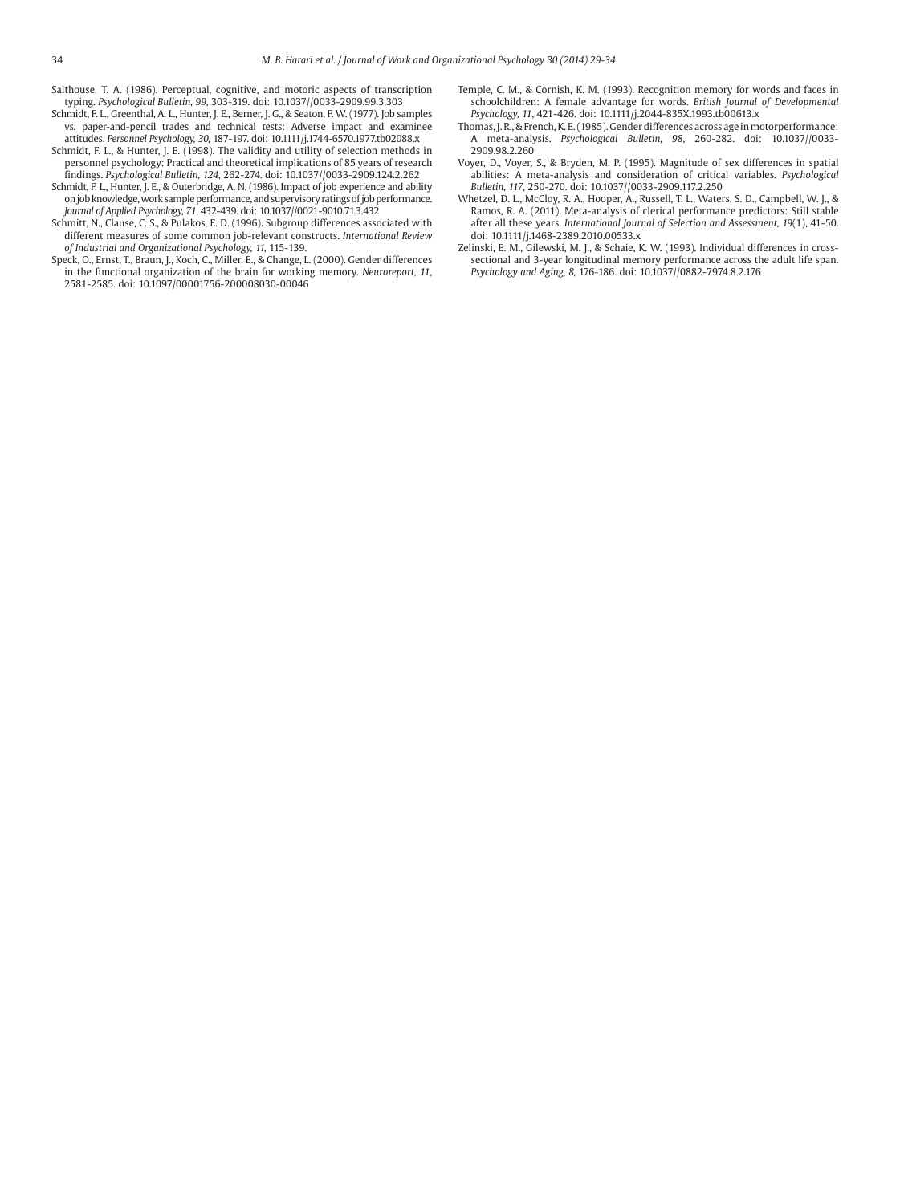Salthouse, T. A. (1986). Perceptual, cognitive, and motoric aspects of transcription typing. *Psychological Bulletin, 99*, 303-319. doi: 10.1037//0033-2909.99.3.303

Schmidt, F. L., Greenthal, A. L., Hunter, J. E., Berner, J. G., & Seaton, F. W. (1977). Job samples vs. paper-and-pencil trades and technical tests: Adverse impact and examinee attitudes. *Personnel Psychology, 30*, 187-197. doi: 10.1111/j.1744-6570.1977.tb02088.x

Schmidt, F. L., & Hunter, J. E. (1998). The validity and utility of selection methods in personnel psychology: Practical and theoretical implications of 85 years of research findings. *Psychological Bulletin, 124*, 262-274. doi: 10.1037//0033-2909.124.2.262

Schmidt, F. L., Hunter, J. E., & Outerbridge, A. N. (1986). Impact of job experience and ability on job knowledge, work sample performance, and supervisory ratings of job performance. *Journal of Applied Psychology, 71*, 432-439. doi: 10.1037//0021-9010.71.3.432

Schmitt, N., Clause, C. S., & Pulakos, E. D. (1996). Subgroup differences associated with different measures of some common job-relevant constructs. *International Review of Industrial and Organizational Psychology, 11*, 115-139.

Speck, O., Ernst, T., Braun, J., Koch, C., Miller, E., & Change, L. (2000). Gender differences in the functional organization of the brain for working memory. *Neuroreport, 11*, 2581-2585. doi: 10.1097/00001756-200008030-00046

Temple, C. M., & Cornish, K. M. (1993). Recognition memory for words and faces in schoolchildren: A female advantage for words. *British Journal of Developmental Psychology, 11*, 421-426. doi: 10.1111/j.2044-835X.1993.tb00613.x

Thomas, J. R., & French, K. E. (1985). Gender differences across age in motorperformance: A meta-analysis. *Psychological Bulletin, 98*, 260-282. doi: 10.1037//0033-2909.98.2.260

Voyer, D., Voyer, S., & Bryden, M. P. (1995). Magnitude of sex differences in spatial abilities: A meta-analysis and consideration of critical variables. *Psychological Bulletin, 117*, 250-270. doi: 10.1037//0033-2909.117.2.250

Whetzel, D. L., McCloy, R. A., Hooper, A., Russell, T. L., Waters, S. D., Campbell, W. J., & Ramos, R. A. (2011). Meta-analysis of clerical performance predictors: Still stable after all these years. *International Journal of Selection and Assessment, 19*(1), 41-50. doi: 10.1111/j.1468-2389.2010.00533.x

Zelinski, E. M., Gilewski, M. J., & Schaie, K. W. (1993). Individual differences in cross-sectional and 3-year longitudinal memory performance across the adult life span. *Psychology and Aging, 8*, 176-186. doi: 10.1037//0882-7974.8.2.176